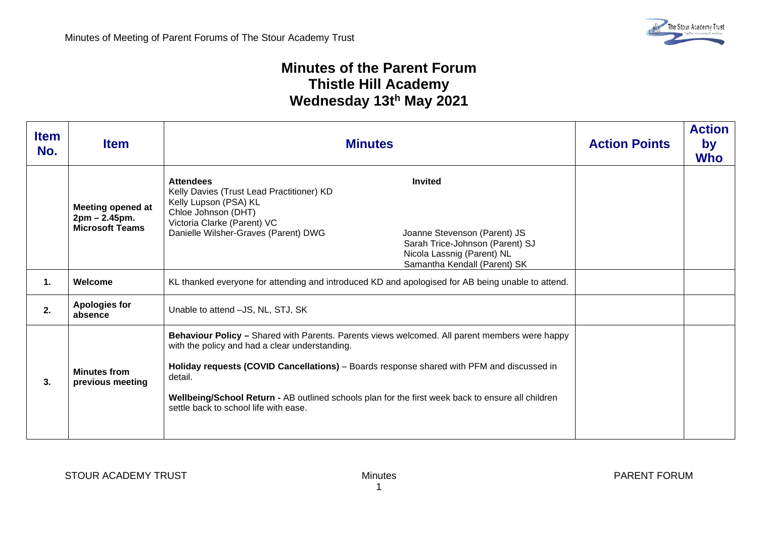# Minutes of the Parent Forum
# Thistle Hill Academy
# Wednesday 13th May 2021

| Item No. | Item | Minutes | Action Points | Action by Who |
|---|---|---|---|---|
| | **Meeting opened at 2pm – 2.45pm. Microsoft Teams** | **Attendees**<br>Kelly Davies (Trust Lead Practitioner) KD<br>Kelly Lupson (PSA) KL<br>Chloe Johnson (DHT)<br>Victoria Clarke (Parent) VC<br>Danielle Wilsher-Graves (Parent) DWG<br><br>**Invited**<br>Joanne Stevenson (Parent) JS<br>Sarah Trice-Johnson (Parent) SJ<br>Nicola Lassnig (Parent) NL<br>Samantha Kendall (Parent) SK | | |
| **1.** | **Welcome** | KL thanked everyone for attending and introduced KD and apologised for AB being unable to attend. | | |
| **2.** | **Apologies for absence** | Unable to attend –JS, NL, STJ, SK | | |
| **3.** | **Minutes from previous meeting** | **Behaviour Policy –** Shared with Parents. Parents views welcomed. All parent members were happy with the policy and had a clear understanding.<br><br>**Holiday requests (COVID Cancellations)** – Boards response shared with PFM and discussed in detail.<br><br>**Wellbeing/School Return -** AB outlined schools plan for the first week back to ensure all children settle back to school life with ease. | | |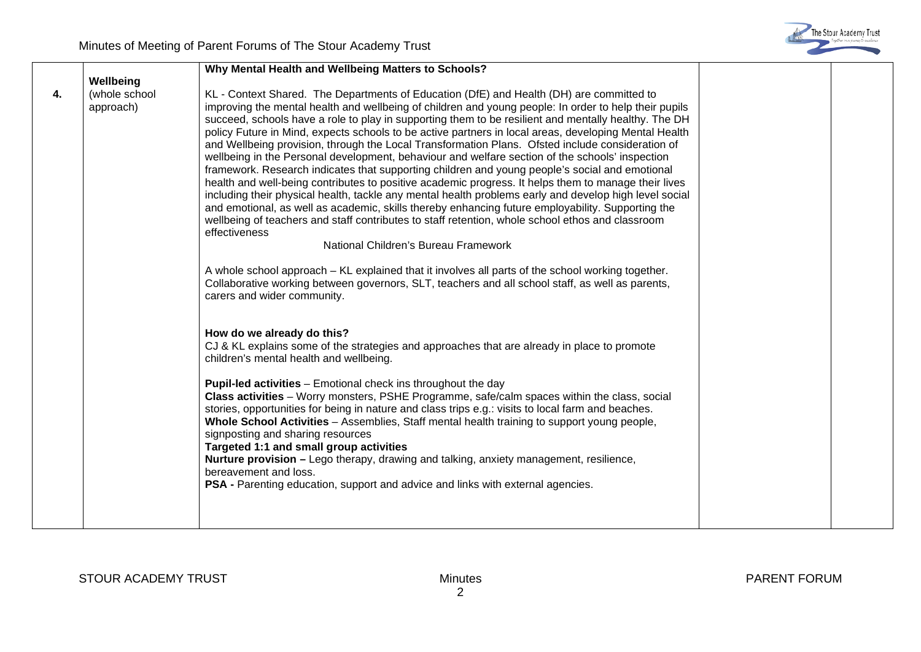| | | | | |
|---|---|---|---|---|
| **4.** | **Wellbeing** (whole school approach) | **Why Mental Health and Wellbeing Matters to Schools?**<br><br>KL - Context Shared. The Departments of Education (DfE) and Health (DH) are committed to improving the mental health and wellbeing of children and young people: In order to help their pupils succeed, schools have a role to play in supporting them to be resilient and mentally healthy. The DH policy Future in Mind, expects schools to be active partners in local areas, developing Mental Health and Wellbeing provision, through the Local Transformation Plans. Ofsted include consideration of wellbeing in the Personal development, behaviour and welfare section of the schools' inspection framework. Research indicates that supporting children and young people's social and emotional health and well-being contributes to positive academic progress. It helps them to manage their lives including their physical health, tackle any mental health problems early and develop high level social and emotional, as well as academic, skills thereby enhancing future employability. Supporting the wellbeing of teachers and staff contributes to staff retention, whole school ethos and classroom effectiveness<br>National Children's Bureau Framework<br><br>A whole school approach – KL explained that it involves all parts of the school working together. Collaborative working between governors, SLT, teachers and all school staff, as well as parents, carers and wider community.<br><br>**How do we already do this?**<br>CJ & KL explains some of the strategies and approaches that are already in place to promote children's mental health and wellbeing.<br><br>**Pupil-led activities** – Emotional check ins throughout the day<br>**Class activities** – Worry monsters, PSHE Programme, safe/calm spaces within the class, social stories, opportunities for being in nature and class trips e.g.: visits to local farm and beaches.<br>**Whole School Activities** – Assemblies, Staff mental health training to support young people, signposting and sharing resources<br>**Targeted 1:1 and small group activities**<br>**Nurture provision –** Lego therapy, drawing and talking, anxiety management, resilience, bereavement and loss.<br>**PSA -** Parenting education, support and advice and links with external agencies. | | |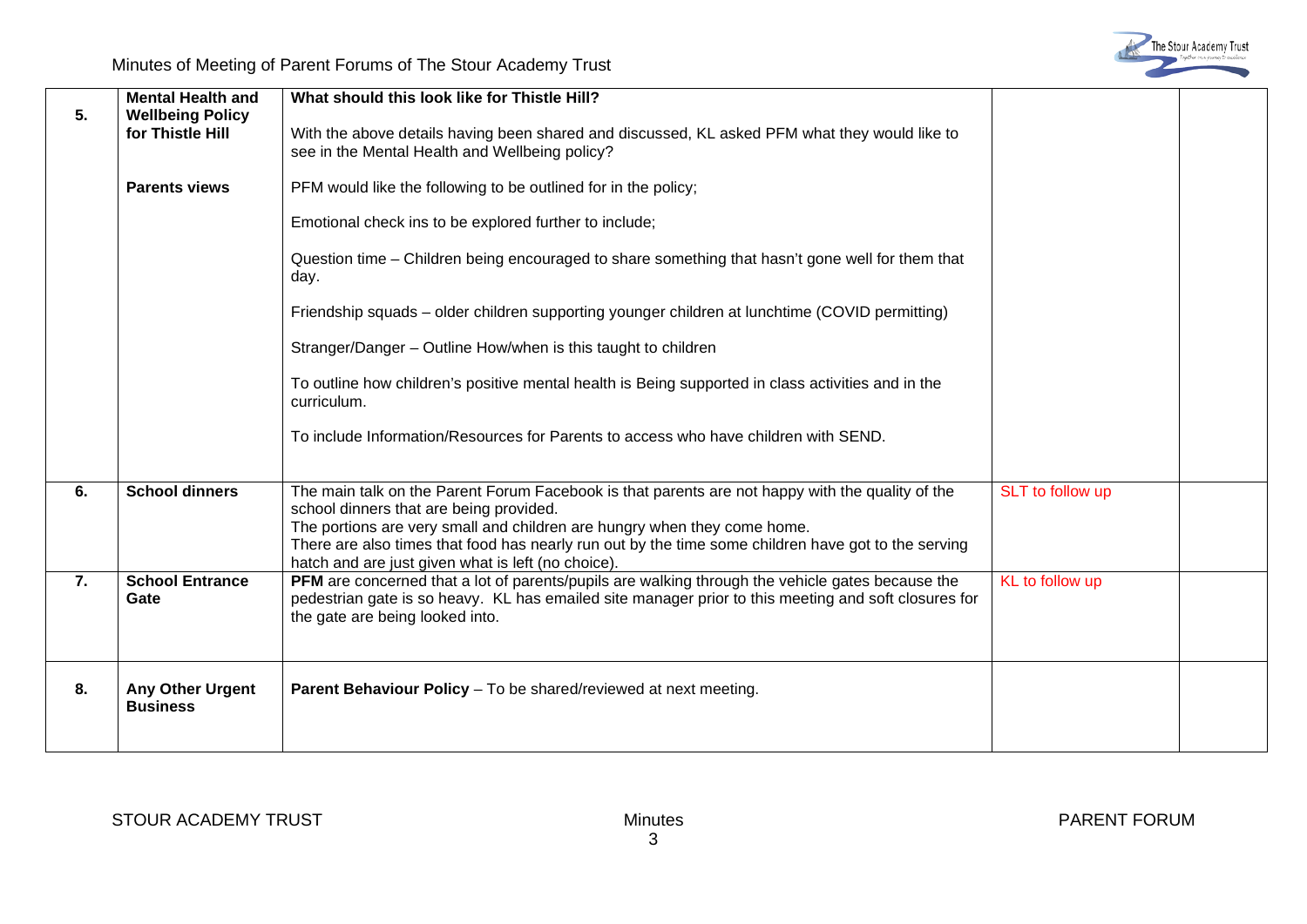| 5. | **Mental Health and Wellbeing Policy for Thistle Hill** | **What should this look like for Thistle Hill?**<br><br>With the above details having been shared and discussed, KL asked PFM what they would like to see in the Mental Health and Wellbeing policy? | | |
|---|---|---|---|---|
| | **Parents views** | PFM would like the following to be outlined for in the policy;<br><br>Emotional check ins to be explored further to include;<br><br>Question time – Children being encouraged to share something that hasn't gone well for them that day.<br><br>Friendship squads – older children supporting younger children at lunchtime (COVID permitting)<br><br>Stranger/Danger – Outline How/when is this taught to children<br><br>To outline how children's positive mental health is Being supported in class activities and in the curriculum.<br><br>To include Information/Resources for Parents to access who have children with SEND. | | |
| 6. | **School dinners** | The main talk on the Parent Forum Facebook is that parents are not happy with the quality of the school dinners that are being provided.<br>The portions are very small and children are hungry when they come home.<br>There are also times that food has nearly run out by the time some children have got to the serving hatch and are just given what is left (no choice). | SLT to follow up | |
| 7. | **School Entrance Gate** | **PFM** are concerned that a lot of parents/pupils are walking through the vehicle gates because the pedestrian gate is so heavy. KL has emailed site manager prior to this meeting and soft closures for the gate are being looked into. | KL to follow up | |
| 8. | **Any Other Urgent Business** | **Parent Behaviour Policy** – To be shared/reviewed at next meeting. | | |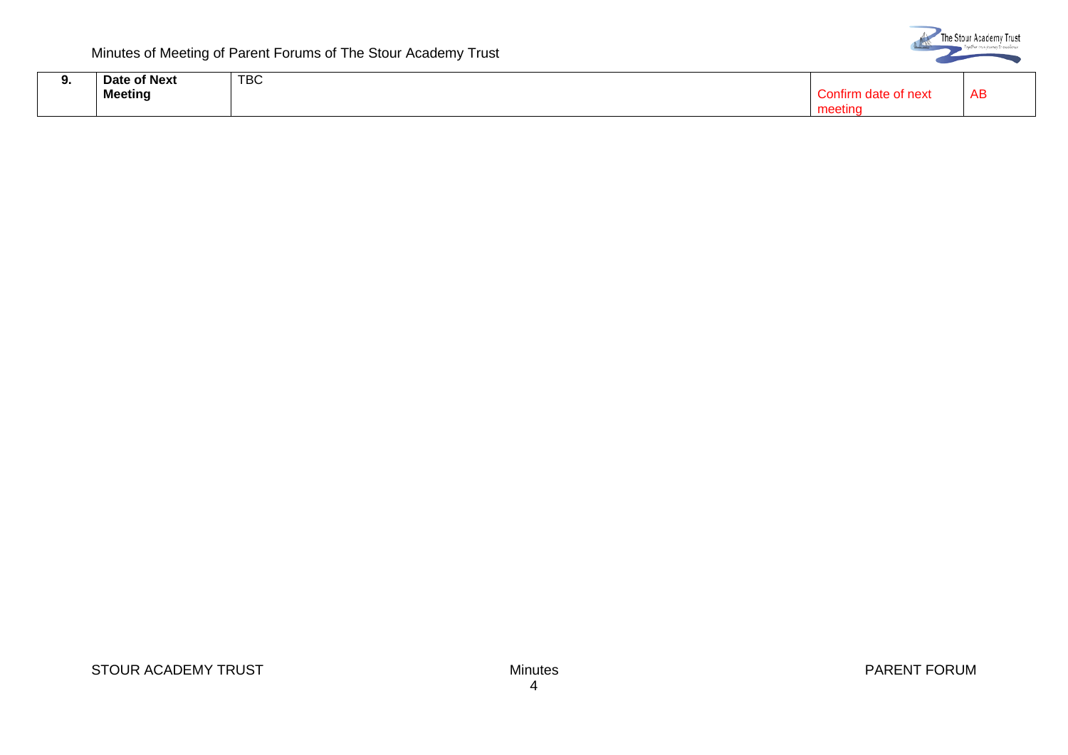| | | | | |
|---|---|---|---|---|
| 9. | **Date of Next Meeting** | TBC | Confirm date of next meeting | AB |